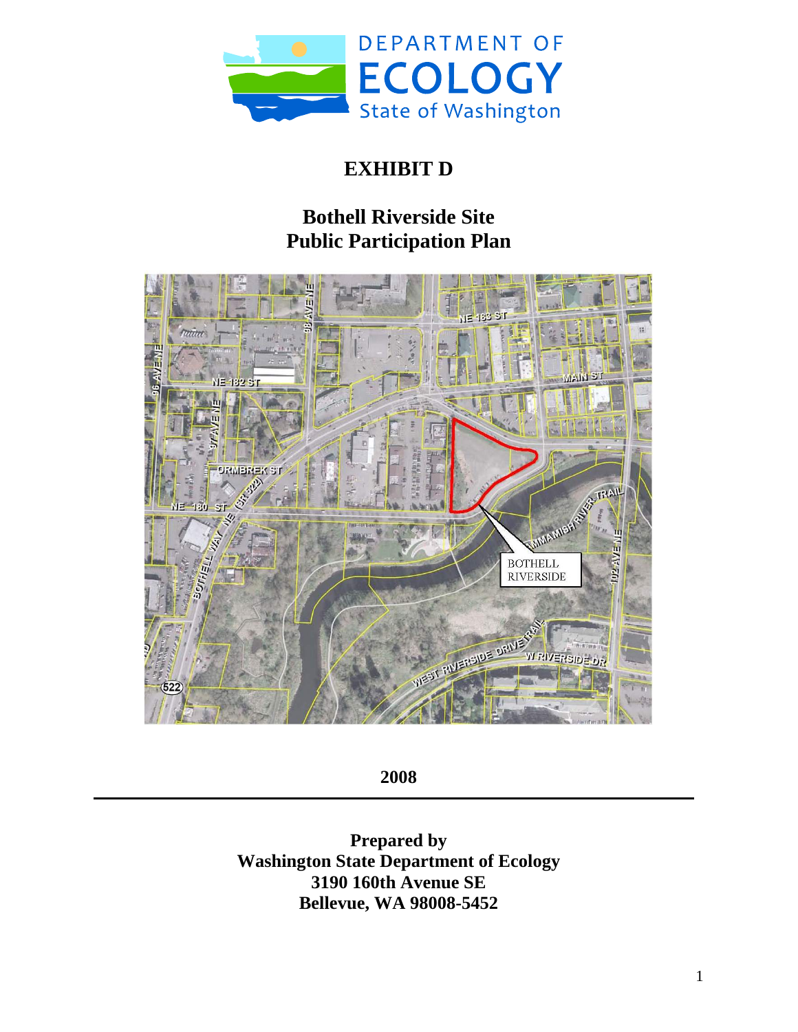DEPARTMENT OF ECOLOGY
State of Washington

# EXHIBIT D

## Bothell Riverside Site
## Public Participation Plan

2008

---

**Prepared by**
**Washington State Department of Ecology**
**3190 160th Avenue SE**
**Bellevue, WA 98008-5452**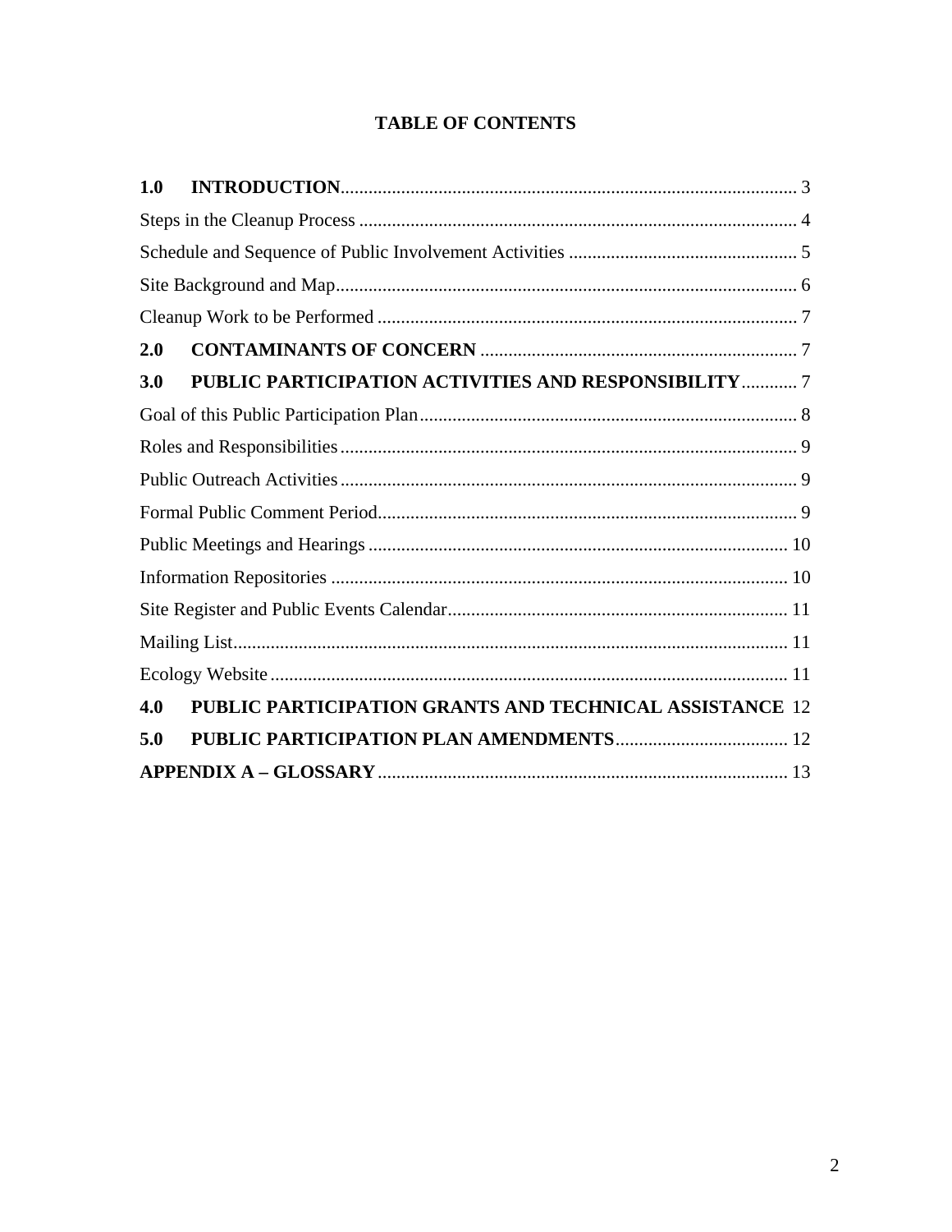# TABLE OF CONTENTS

**1.0 INTRODUCTION** ........ 3

Steps in the Cleanup Process ........ 4

Schedule and Sequence of Public Involvement Activities ........ 5

Site Background and Map ........ 6

Cleanup Work to be Performed ........ 7

**2.0 CONTAMINANTS OF CONCERN** ........ 7

**3.0 PUBLIC PARTICIPATION ACTIVITIES AND RESPONSIBILITY** ........ 7

Goal of this Public Participation Plan ........ 8

Roles and Responsibilities ........ 9

Public Outreach Activities ........ 9

Formal Public Comment Period ........ 9

Public Meetings and Hearings ........ 10

Information Repositories ........ 10

Site Register and Public Events Calendar ........ 11

Mailing List ........ 11

Ecology Website ........ 11

**4.0 PUBLIC PARTICIPATION GRANTS AND TECHNICAL ASSISTANCE** ........ 12

**5.0 PUBLIC PARTICIPATION PLAN AMENDMENTS** ........ 12

**APPENDIX A – GLOSSARY** ........ 13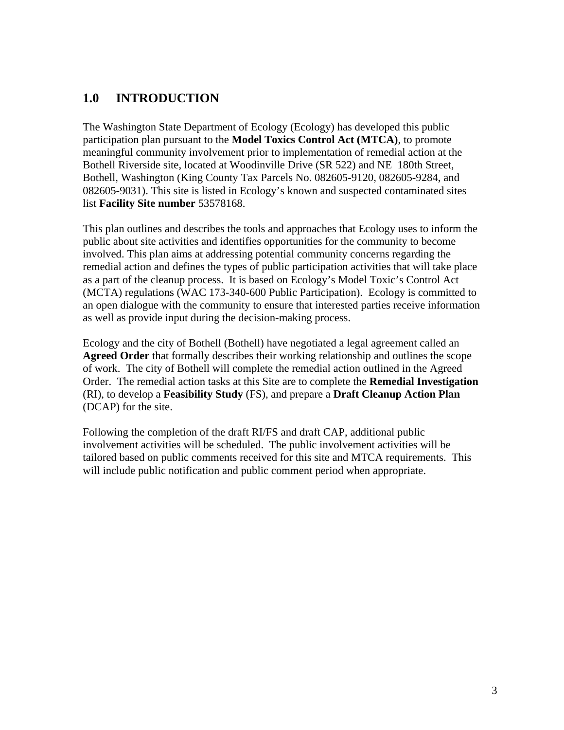## 1.0 INTRODUCTION

The Washington State Department of Ecology (Ecology) has developed this public participation plan pursuant to the **Model Toxics Control Act (MTCA)**, to promote meaningful community involvement prior to implementation of remedial action at the Bothell Riverside site, located at Woodinville Drive (SR 522) and NE 180th Street, Bothell, Washington (King County Tax Parcels No. 082605-9120, 082605-9284, and 082605-9031). This site is listed in Ecology's known and suspected contaminated sites list **Facility Site number** 53578168.

This plan outlines and describes the tools and approaches that Ecology uses to inform the public about site activities and identifies opportunities for the community to become involved. This plan aims at addressing potential community concerns regarding the remedial action and defines the types of public participation activities that will take place as a part of the cleanup process. It is based on Ecology's Model Toxic's Control Act (MCTA) regulations (WAC 173-340-600 Public Participation). Ecology is committed to an open dialogue with the community to ensure that interested parties receive information as well as provide input during the decision-making process.

Ecology and the city of Bothell (Bothell) have negotiated a legal agreement called an **Agreed Order** that formally describes their working relationship and outlines the scope of work. The city of Bothell will complete the remedial action outlined in the Agreed Order. The remedial action tasks at this Site are to complete the **Remedial Investigation** (RI), to develop a **Feasibility Study** (FS), and prepare a **Draft Cleanup Action Plan** (DCAP) for the site.

Following the completion of the draft RI/FS and draft CAP, additional public involvement activities will be scheduled. The public involvement activities will be tailored based on public comments received for this site and MTCA requirements. This will include public notification and public comment period when appropriate.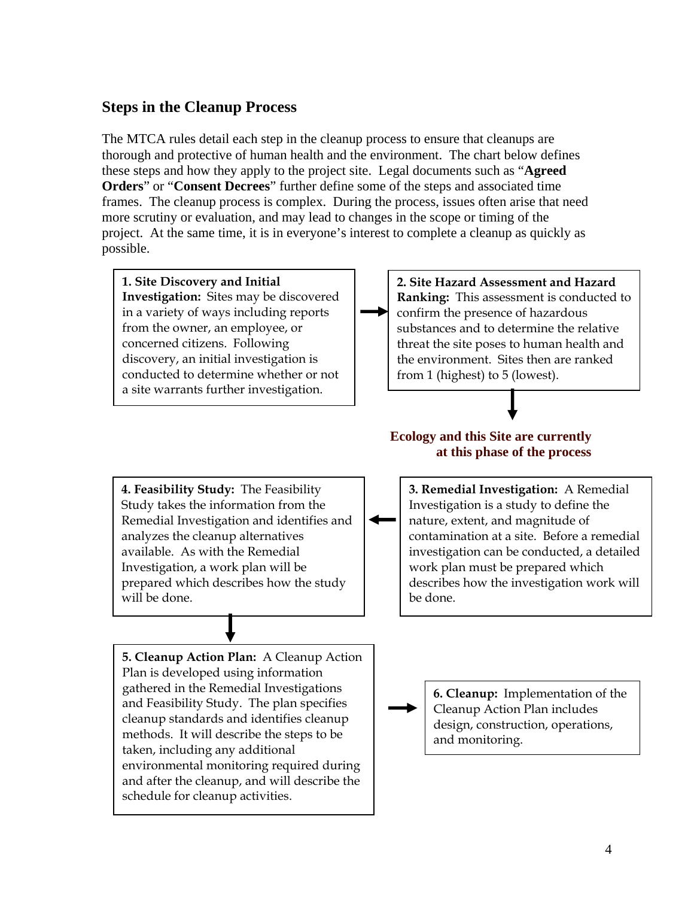## Steps in the Cleanup Process

The MTCA rules detail each step in the cleanup process to ensure that cleanups are thorough and protective of human health and the environment. The chart below defines these steps and how they apply to the project site. Legal documents such as "**Agreed Orders**" or "**Consent Decrees**" further define some of the steps and associated time frames. The cleanup process is complex. During the process, issues often arise that need more scrutiny or evaluation, and may lead to changes in the scope or timing of the project. At the same time, it is in everyone's interest to complete a cleanup as quickly as possible.

**1. Site Discovery and Initial Investigation:** Sites may be discovered in a variety of ways including reports from the owner, an employee, or concerned citizens. Following discovery, an initial investigation is conducted to determine whether or not a site warrants further investigation.

→

**2. Site Hazard Assessment and Hazard Ranking:** This assessment is conducted to confirm the presence of hazardous substances and to determine the relative threat the site poses to human health and the environment. Sites then are ranked from 1 (highest) to 5 (lowest).

↓

**Ecology and this Site are currently at this phase of the process**

**3. Remedial Investigation:** A Remedial Investigation is a study to define the nature, extent, and magnitude of contamination at a site. Before a remedial investigation can be conducted, a detailed work plan must be prepared which describes how the investigation work will be done.

←

**4. Feasibility Study:** The Feasibility Study takes the information from the Remedial Investigation and identifies and analyzes the cleanup alternatives available. As with the Remedial Investigation, a work plan will be prepared which describes how the study will be done.

↓

**5. Cleanup Action Plan:** A Cleanup Action Plan is developed using information gathered in the Remedial Investigations and Feasibility Study. The plan specifies cleanup standards and identifies cleanup methods. It will describe the steps to be taken, including any additional environmental monitoring required during and after the cleanup, and will describe the schedule for cleanup activities.

→

**6. Cleanup:** Implementation of the Cleanup Action Plan includes design, construction, operations, and monitoring.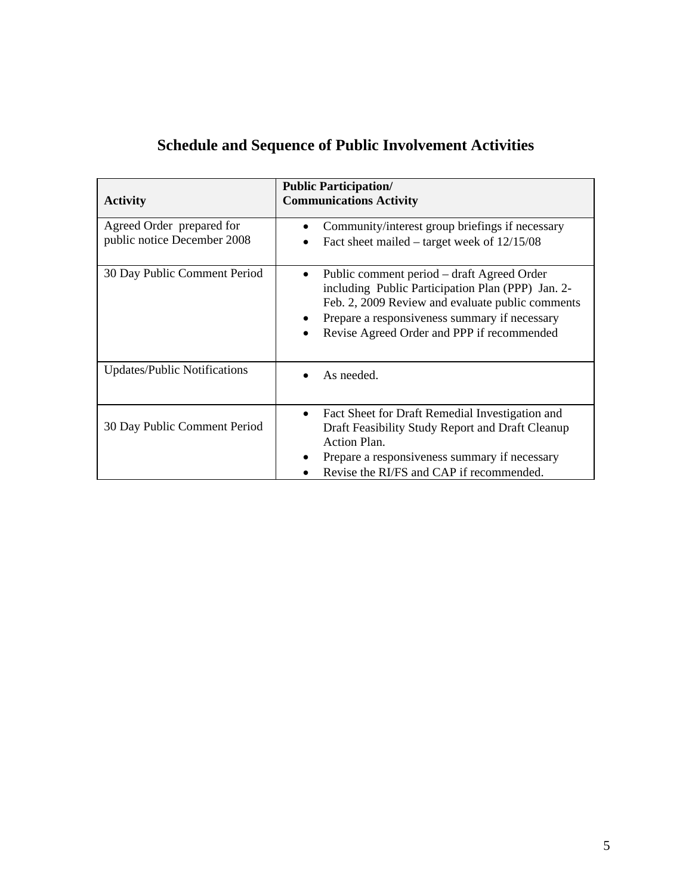# Schedule and Sequence of Public Involvement Activities

| Activity | Public Participation/<br>Communications Activity |
|---|---|
| Agreed Order prepared for public notice December 2008 | • Community/interest group briefings if necessary<br>• Fact sheet mailed – target week of 12/15/08 |
| 30 Day Public Comment Period | • Public comment period – draft Agreed Order including Public Participation Plan (PPP) Jan. 2-Feb. 2, 2009 Review and evaluate public comments<br>• Prepare a responsiveness summary if necessary<br>• Revise Agreed Order and PPP if recommended |
| Updates/Public Notifications | • As needed. |
| 30 Day Public Comment Period | • Fact Sheet for Draft Remedial Investigation and Draft Feasibility Study Report and Draft Cleanup Action Plan.<br>• Prepare a responsiveness summary if necessary<br>• Revise the RI/FS and CAP if recommended. |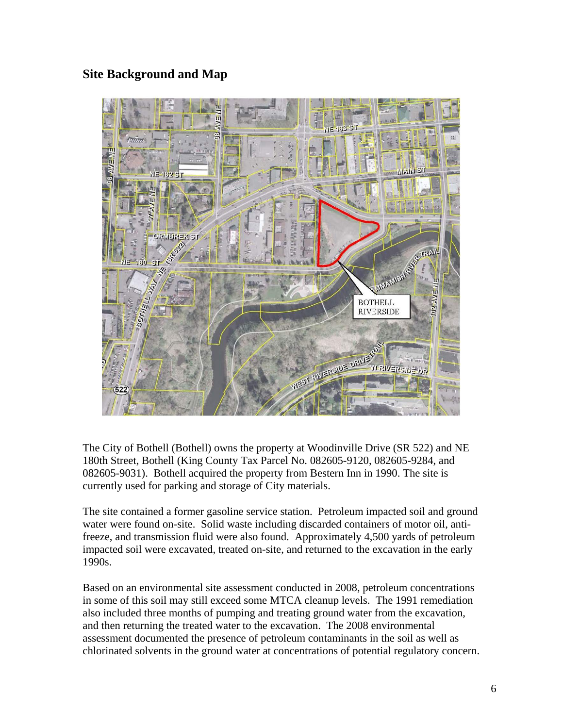## Site Background and Map

The City of Bothell (Bothell) owns the property at Woodinville Drive (SR 522) and NE 180th Street, Bothell (King County Tax Parcel No. 082605-9120, 082605-9284, and 082605-9031). Bothell acquired the property from Bestern Inn in 1990. The site is currently used for parking and storage of City materials.

The site contained a former gasoline service station. Petroleum impacted soil and ground water were found on-site. Solid waste including discarded containers of motor oil, anti-freeze, and transmission fluid were also found. Approximately 4,500 yards of petroleum impacted soil were excavated, treated on-site, and returned to the excavation in the early 1990s.

Based on an environmental site assessment conducted in 2008, petroleum concentrations in some of this soil may still exceed some MTCA cleanup levels. The 1991 remediation also included three months of pumping and treating ground water from the excavation, and then returning the treated water to the excavation. The 2008 environmental assessment documented the presence of petroleum contaminants in the soil as well as chlorinated solvents in the ground water at concentrations of potential regulatory concern.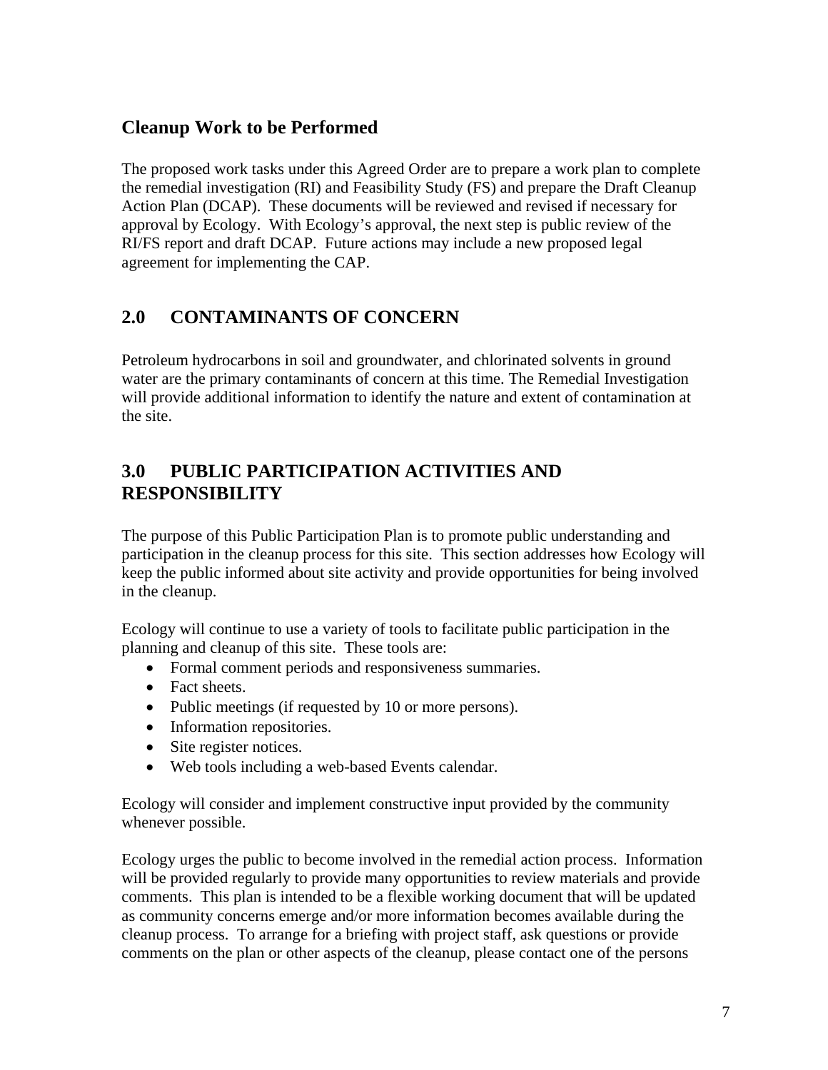### Cleanup Work to be Performed

The proposed work tasks under this Agreed Order are to prepare a work plan to complete the remedial investigation (RI) and Feasibility Study (FS) and prepare the Draft Cleanup Action Plan (DCAP). These documents will be reviewed and revised if necessary for approval by Ecology. With Ecology's approval, the next step is public review of the RI/FS report and draft DCAP. Future actions may include a new proposed legal agreement for implementing the CAP.

## 2.0 CONTAMINANTS OF CONCERN

Petroleum hydrocarbons in soil and groundwater, and chlorinated solvents in ground water are the primary contaminants of concern at this time. The Remedial Investigation will provide additional information to identify the nature and extent of contamination at the site.

## 3.0 PUBLIC PARTICIPATION ACTIVITIES AND RESPONSIBILITY

The purpose of this Public Participation Plan is to promote public understanding and participation in the cleanup process for this site. This section addresses how Ecology will keep the public informed about site activity and provide opportunities for being involved in the cleanup.

Ecology will continue to use a variety of tools to facilitate public participation in the planning and cleanup of this site. These tools are:

- Formal comment periods and responsiveness summaries.
- Fact sheets.
- Public meetings (if requested by 10 or more persons).
- Information repositories.
- Site register notices.
- Web tools including a web-based Events calendar.

Ecology will consider and implement constructive input provided by the community whenever possible.

Ecology urges the public to become involved in the remedial action process. Information will be provided regularly to provide many opportunities to review materials and provide comments. This plan is intended to be a flexible working document that will be updated as community concerns emerge and/or more information becomes available during the cleanup process. To arrange for a briefing with project staff, ask questions or provide comments on the plan or other aspects of the cleanup, please contact one of the persons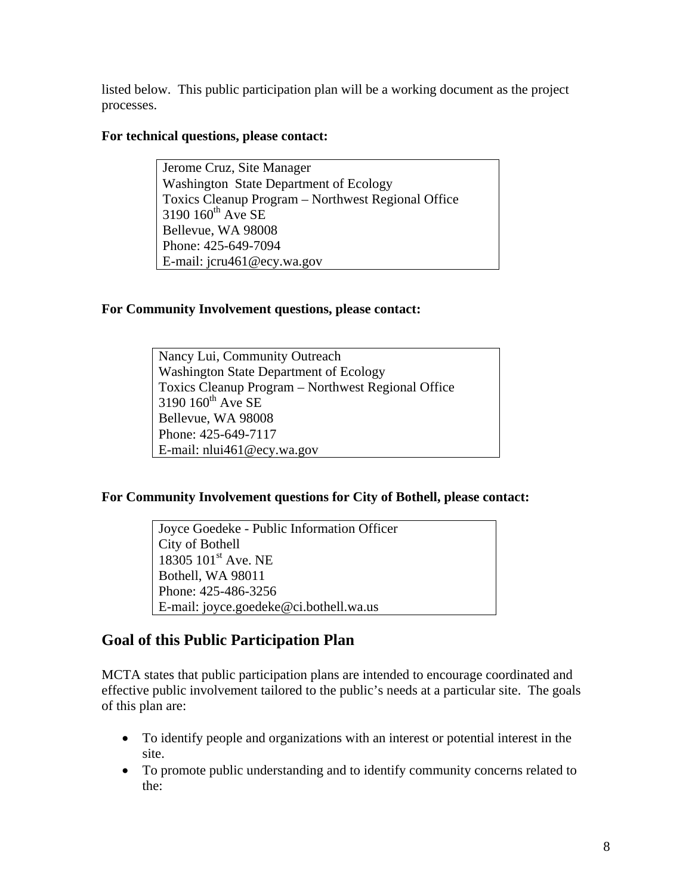listed below. This public participation plan will be a working document as the project processes.

**For technical questions, please contact:**

Jerome Cruz, Site Manager
Washington State Department of Ecology
Toxics Cleanup Program – Northwest Regional Office
3190 160th Ave SE
Bellevue, WA 98008
Phone: 425-649-7094
E-mail: jcru461@ecy.wa.gov

**For Community Involvement questions, please contact:**

Nancy Lui, Community Outreach
Washington State Department of Ecology
Toxics Cleanup Program – Northwest Regional Office
3190 160th Ave SE
Bellevue, WA 98008
Phone: 425-649-7117
E-mail: nlui461@ecy.wa.gov

**For Community Involvement questions for City of Bothell, please contact:**

Joyce Goedeke - Public Information Officer
City of Bothell
18305 101st Ave. NE
Bothell, WA 98011
Phone: 425-486-3256
E-mail: joyce.goedeke@ci.bothell.wa.us

## Goal of this Public Participation Plan

MCTA states that public participation plans are intended to encourage coordinated and effective public involvement tailored to the public's needs at a particular site. The goals of this plan are:

- To identify people and organizations with an interest or potential interest in the site.
- To promote public understanding and to identify community concerns related to the: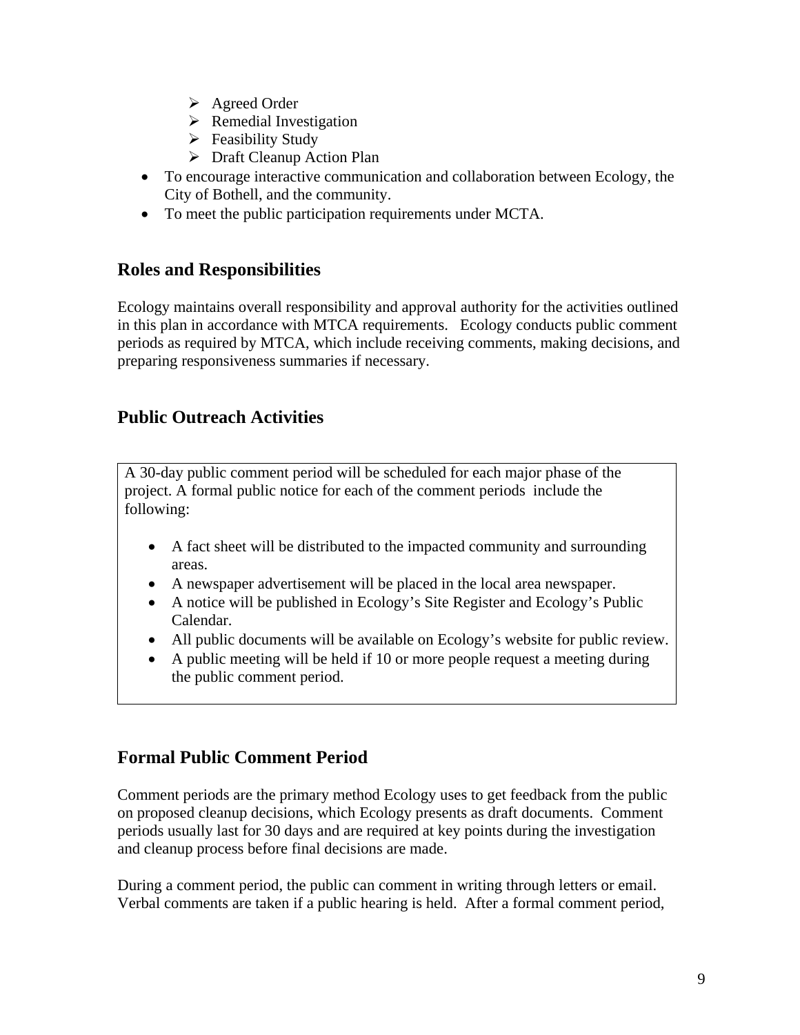- Agreed Order
  - Remedial Investigation
  - Feasibility Study
  - Draft Cleanup Action Plan
- To encourage interactive communication and collaboration between Ecology, the City of Bothell, and the community.
- To meet the public participation requirements under MCTA.

## Roles and Responsibilities

Ecology maintains overall responsibility and approval authority for the activities outlined in this plan in accordance with MTCA requirements. Ecology conducts public comment periods as required by MTCA, which include receiving comments, making decisions, and preparing responsiveness summaries if necessary.

## Public Outreach Activities

A 30-day public comment period will be scheduled for each major phase of the project. A formal public notice for each of the comment periods include the following:

- A fact sheet will be distributed to the impacted community and surrounding areas.
- A newspaper advertisement will be placed in the local area newspaper.
- A notice will be published in Ecology's Site Register and Ecology's Public Calendar.
- All public documents will be available on Ecology's website for public review.
- A public meeting will be held if 10 or more people request a meeting during the public comment period.

## Formal Public Comment Period

Comment periods are the primary method Ecology uses to get feedback from the public on proposed cleanup decisions, which Ecology presents as draft documents. Comment periods usually last for 30 days and are required at key points during the investigation and cleanup process before final decisions are made.

During a comment period, the public can comment in writing through letters or email. Verbal comments are taken if a public hearing is held. After a formal comment period,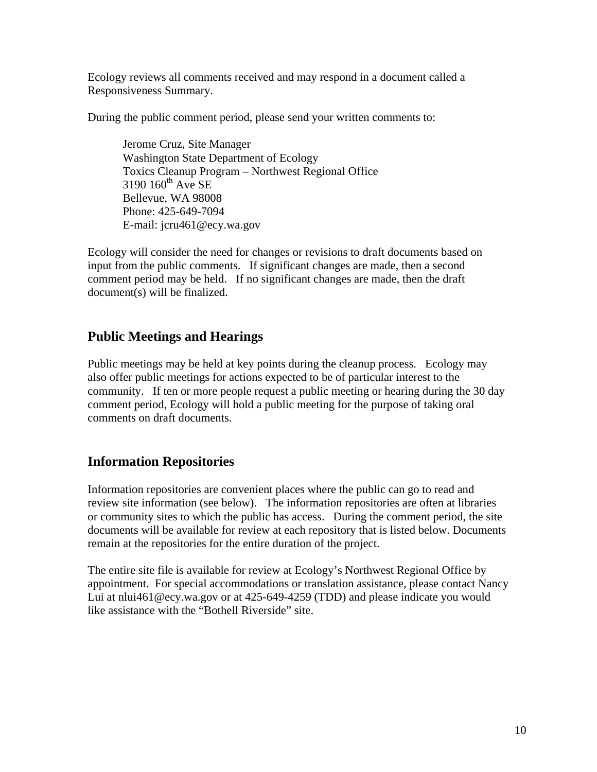Ecology reviews all comments received and may respond in a document called a Responsiveness Summary.

During the public comment period, please send your written comments to:

> Jerome Cruz, Site Manager
> Washington State Department of Ecology
> Toxics Cleanup Program – Northwest Regional Office
> 3190 160th Ave SE
> Bellevue, WA 98008
> Phone: 425-649-7094
> E-mail: jcru461@ecy.wa.gov

Ecology will consider the need for changes or revisions to draft documents based on input from the public comments. If significant changes are made, then a second comment period may be held. If no significant changes are made, then the draft document(s) will be finalized.

## Public Meetings and Hearings

Public meetings may be held at key points during the cleanup process. Ecology may also offer public meetings for actions expected to be of particular interest to the community. If ten or more people request a public meeting or hearing during the 30 day comment period, Ecology will hold a public meeting for the purpose of taking oral comments on draft documents.

## Information Repositories

Information repositories are convenient places where the public can go to read and review site information (see below). The information repositories are often at libraries or community sites to which the public has access. During the comment period, the site documents will be available for review at each repository that is listed below. Documents remain at the repositories for the entire duration of the project.

The entire site file is available for review at Ecology's Northwest Regional Office by appointment. For special accommodations or translation assistance, please contact Nancy Lui at nlui461@ecy.wa.gov or at 425-649-4259 (TDD) and please indicate you would like assistance with the "Bothell Riverside" site.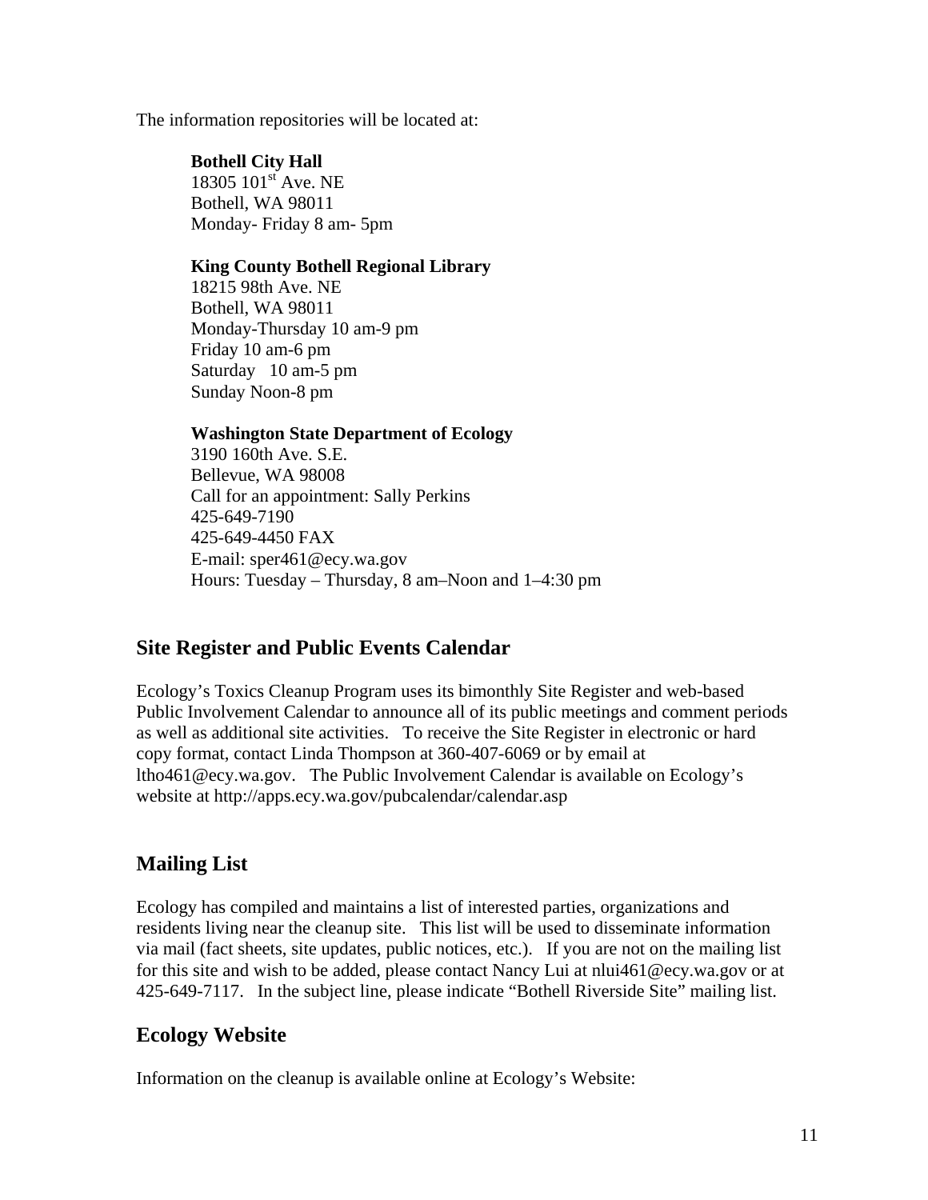The information repositories will be located at:

**Bothell City Hall**
18305 101st Ave. NE
Bothell, WA 98011
Monday- Friday 8 am- 5pm

**King County Bothell Regional Library**
18215 98th Ave. NE
Bothell, WA 98011
Monday-Thursday 10 am-9 pm
Friday 10 am-6 pm
Saturday 10 am-5 pm
Sunday Noon-8 pm

**Washington State Department of Ecology**
3190 160th Ave. S.E.
Bellevue, WA 98008
Call for an appointment: Sally Perkins
425-649-7190
425-649-4450 FAX
E-mail: sper461@ecy.wa.gov
Hours: Tuesday – Thursday, 8 am–Noon and 1–4:30 pm

## Site Register and Public Events Calendar

Ecology's Toxics Cleanup Program uses its bimonthly Site Register and web-based Public Involvement Calendar to announce all of its public meetings and comment periods as well as additional site activities. To receive the Site Register in electronic or hard copy format, contact Linda Thompson at 360-407-6069 or by email at ltho461@ecy.wa.gov. The Public Involvement Calendar is available on Ecology's website at http://apps.ecy.wa.gov/pubcalendar/calendar.asp

## Mailing List

Ecology has compiled and maintains a list of interested parties, organizations and residents living near the cleanup site. This list will be used to disseminate information via mail (fact sheets, site updates, public notices, etc.). If you are not on the mailing list for this site and wish to be added, please contact Nancy Lui at nlui461@ecy.wa.gov or at 425-649-7117. In the subject line, please indicate "Bothell Riverside Site" mailing list.

## Ecology Website

Information on the cleanup is available online at Ecology's Website: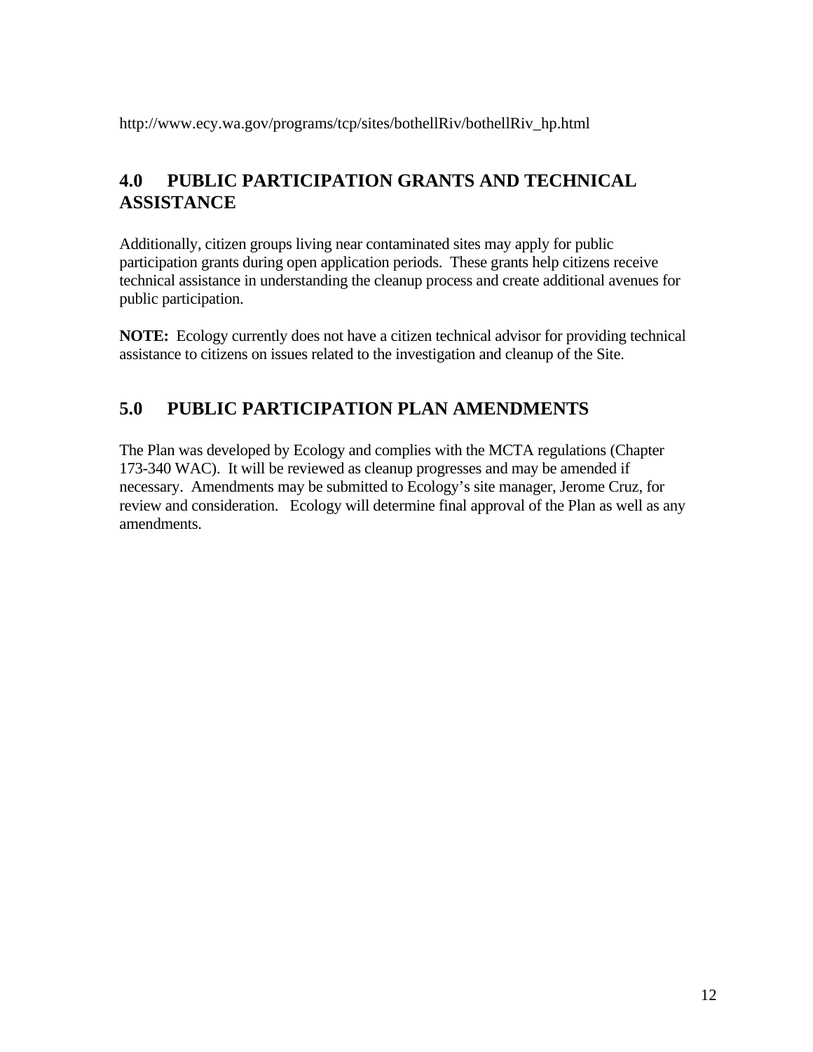http://www.ecy.wa.gov/programs/tcp/sites/bothellRiv/bothellRiv_hp.html

## 4.0 PUBLIC PARTICIPATION GRANTS AND TECHNICAL ASSISTANCE

Additionally, citizen groups living near contaminated sites may apply for public participation grants during open application periods. These grants help citizens receive technical assistance in understanding the cleanup process and create additional avenues for public participation.

**NOTE:** Ecology currently does not have a citizen technical advisor for providing technical assistance to citizens on issues related to the investigation and cleanup of the Site.

## 5.0 PUBLIC PARTICIPATION PLAN AMENDMENTS

The Plan was developed by Ecology and complies with the MCTA regulations (Chapter 173-340 WAC). It will be reviewed as cleanup progresses and may be amended if necessary. Amendments may be submitted to Ecology's site manager, Jerome Cruz, for review and consideration. Ecology will determine final approval of the Plan as well as any amendments.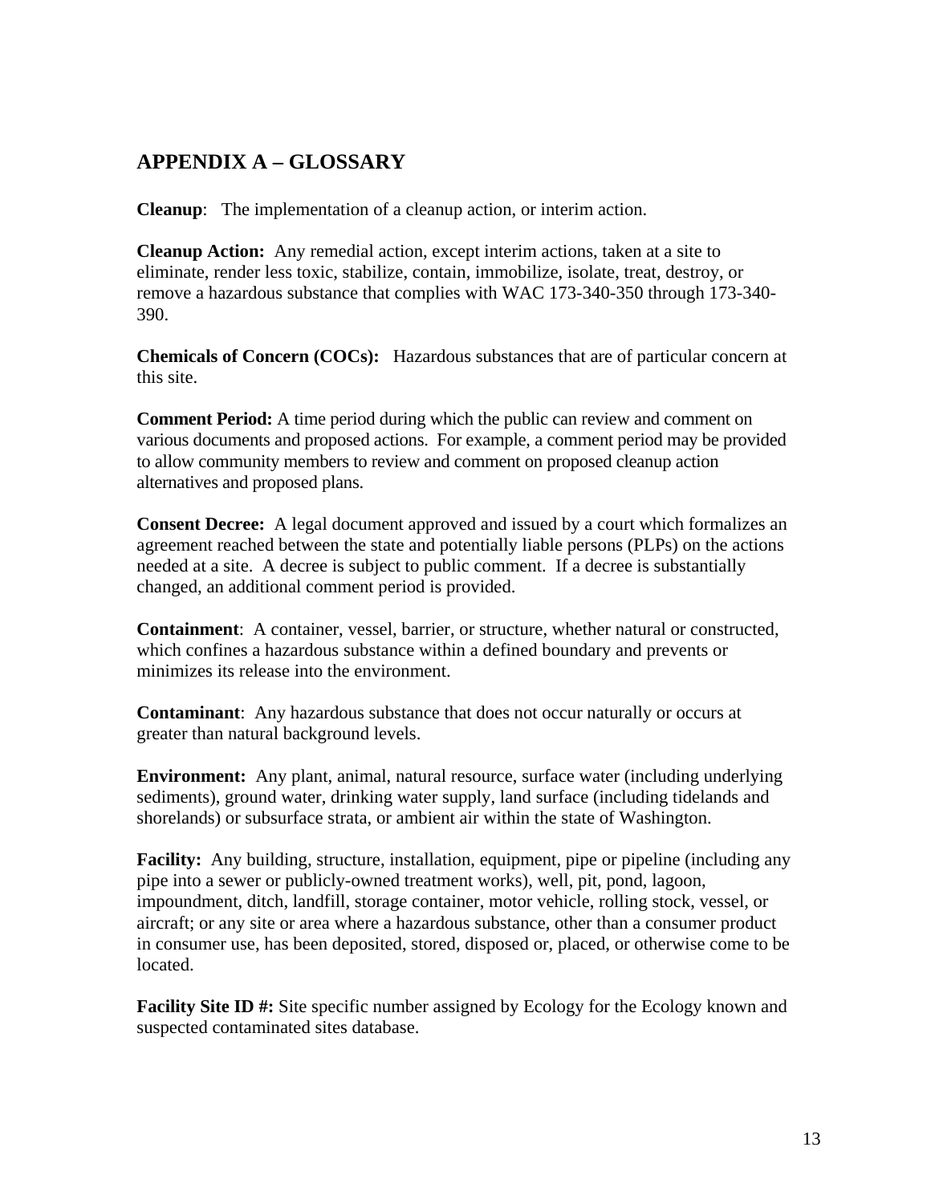## APPENDIX A – GLOSSARY

**Cleanup**: The implementation of a cleanup action, or interim action.

**Cleanup Action:** Any remedial action, except interim actions, taken at a site to eliminate, render less toxic, stabilize, contain, immobilize, isolate, treat, destroy, or remove a hazardous substance that complies with WAC 173-340-350 through 173-340-390.

**Chemicals of Concern (COCs):** Hazardous substances that are of particular concern at this site.

**Comment Period:** A time period during which the public can review and comment on various documents and proposed actions. For example, a comment period may be provided to allow community members to review and comment on proposed cleanup action alternatives and proposed plans.

**Consent Decree:** A legal document approved and issued by a court which formalizes an agreement reached between the state and potentially liable persons (PLPs) on the actions needed at a site. A decree is subject to public comment. If a decree is substantially changed, an additional comment period is provided.

**Containment**: A container, vessel, barrier, or structure, whether natural or constructed, which confines a hazardous substance within a defined boundary and prevents or minimizes its release into the environment.

**Contaminant**: Any hazardous substance that does not occur naturally or occurs at greater than natural background levels.

**Environment:** Any plant, animal, natural resource, surface water (including underlying sediments), ground water, drinking water supply, land surface (including tidelands and shorelands) or subsurface strata, or ambient air within the state of Washington.

**Facility:** Any building, structure, installation, equipment, pipe or pipeline (including any pipe into a sewer or publicly-owned treatment works), well, pit, pond, lagoon, impoundment, ditch, landfill, storage container, motor vehicle, rolling stock, vessel, or aircraft; or any site or area where a hazardous substance, other than a consumer product in consumer use, has been deposited, stored, disposed or, placed, or otherwise come to be located.

**Facility Site ID #:** Site specific number assigned by Ecology for the Ecology known and suspected contaminated sites database.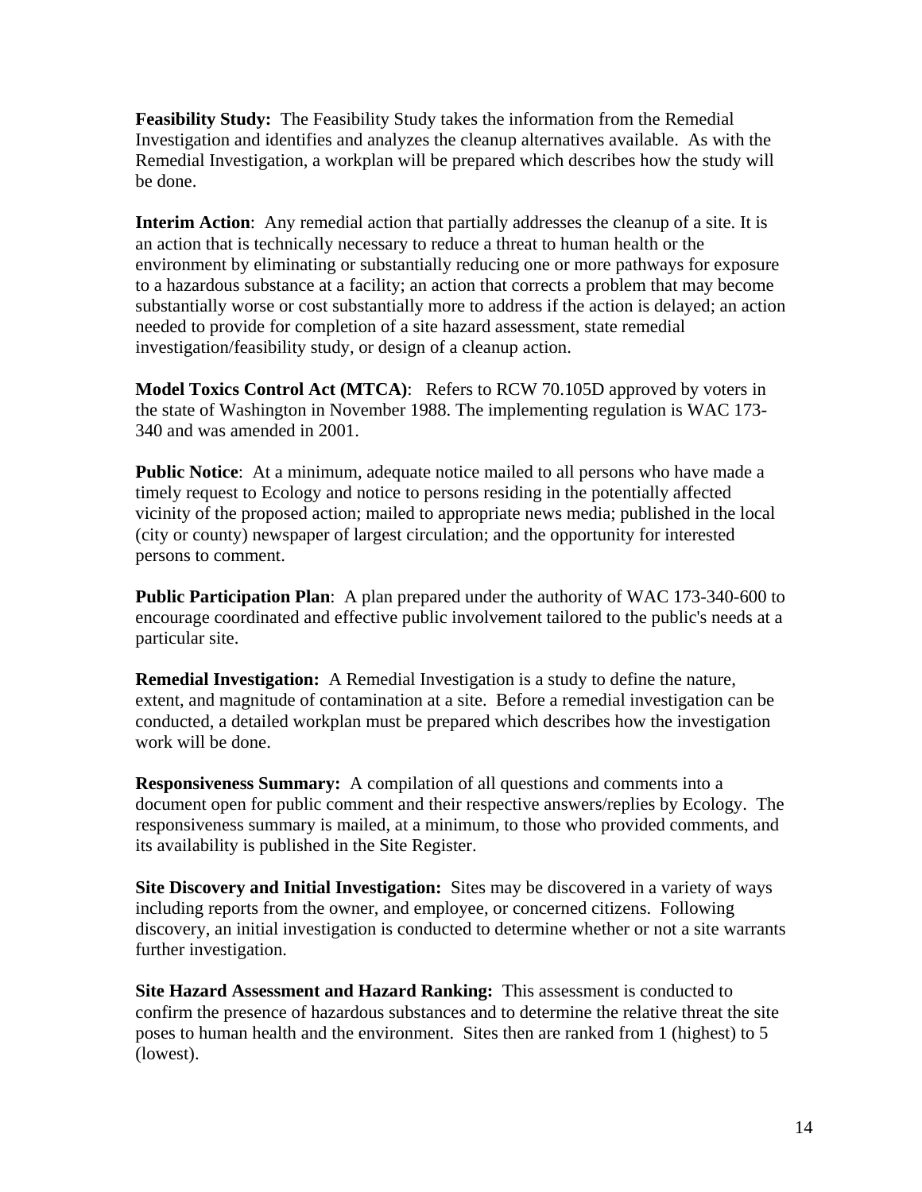**Feasibility Study:** The Feasibility Study takes the information from the Remedial Investigation and identifies and analyzes the cleanup alternatives available. As with the Remedial Investigation, a workplan will be prepared which describes how the study will be done.

**Interim Action**: Any remedial action that partially addresses the cleanup of a site. It is an action that is technically necessary to reduce a threat to human health or the environment by eliminating or substantially reducing one or more pathways for exposure to a hazardous substance at a facility; an action that corrects a problem that may become substantially worse or cost substantially more to address if the action is delayed; an action needed to provide for completion of a site hazard assessment, state remedial investigation/feasibility study, or design of a cleanup action.

**Model Toxics Control Act (MTCA)**: Refers to RCW 70.105D approved by voters in the state of Washington in November 1988. The implementing regulation is WAC 173-340 and was amended in 2001.

**Public Notice**: At a minimum, adequate notice mailed to all persons who have made a timely request to Ecology and notice to persons residing in the potentially affected vicinity of the proposed action; mailed to appropriate news media; published in the local (city or county) newspaper of largest circulation; and the opportunity for interested persons to comment.

**Public Participation Plan**: A plan prepared under the authority of WAC 173-340-600 to encourage coordinated and effective public involvement tailored to the public's needs at a particular site.

**Remedial Investigation:** A Remedial Investigation is a study to define the nature, extent, and magnitude of contamination at a site. Before a remedial investigation can be conducted, a detailed workplan must be prepared which describes how the investigation work will be done.

**Responsiveness Summary:** A compilation of all questions and comments into a document open for public comment and their respective answers/replies by Ecology. The responsiveness summary is mailed, at a minimum, to those who provided comments, and its availability is published in the Site Register.

**Site Discovery and Initial Investigation:** Sites may be discovered in a variety of ways including reports from the owner, and employee, or concerned citizens. Following discovery, an initial investigation is conducted to determine whether or not a site warrants further investigation.

**Site Hazard Assessment and Hazard Ranking:** This assessment is conducted to confirm the presence of hazardous substances and to determine the relative threat the site poses to human health and the environment. Sites then are ranked from 1 (highest) to 5 (lowest).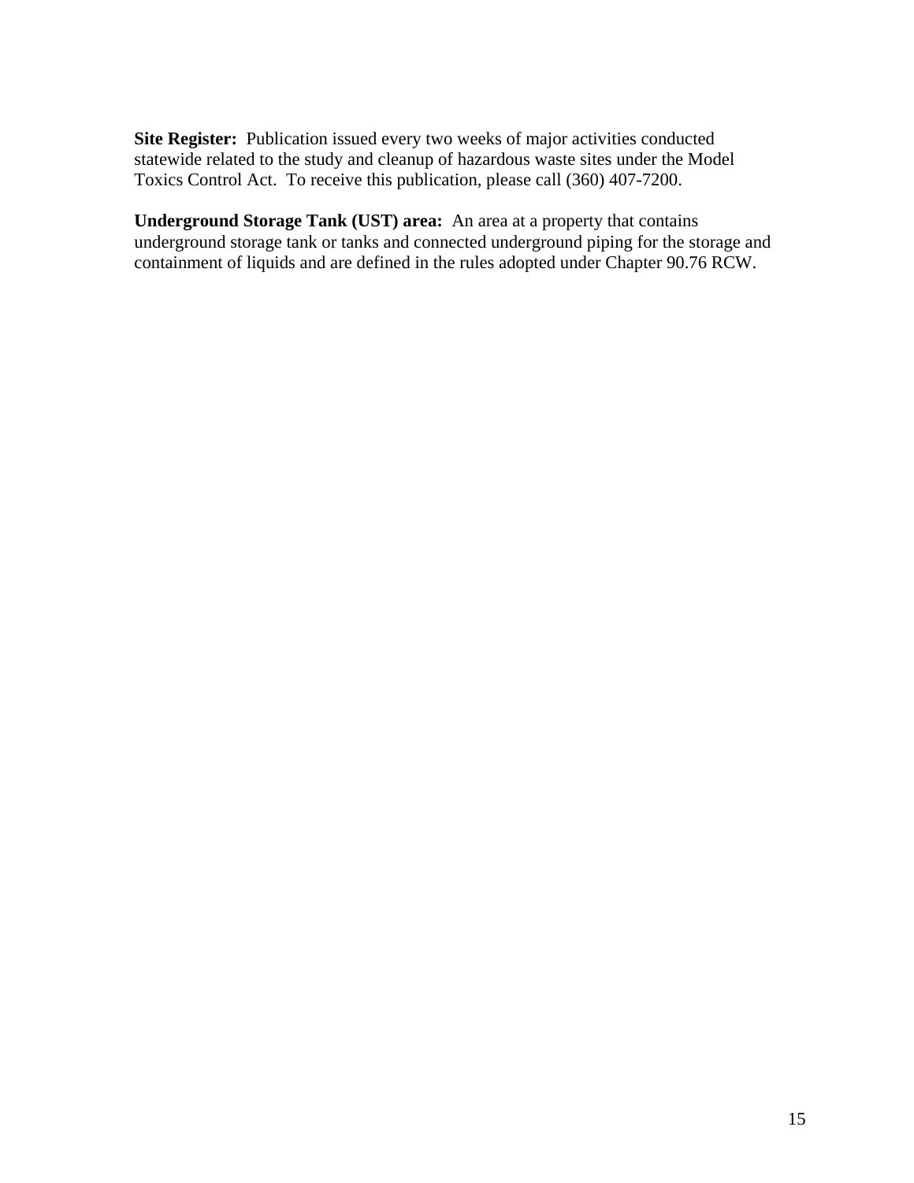**Site Register:** Publication issued every two weeks of major activities conducted statewide related to the study and cleanup of hazardous waste sites under the Model Toxics Control Act. To receive this publication, please call (360) 407-7200.

**Underground Storage Tank (UST) area:** An area at a property that contains underground storage tank or tanks and connected underground piping for the storage and containment of liquids and are defined in the rules adopted under Chapter 90.76 RCW.